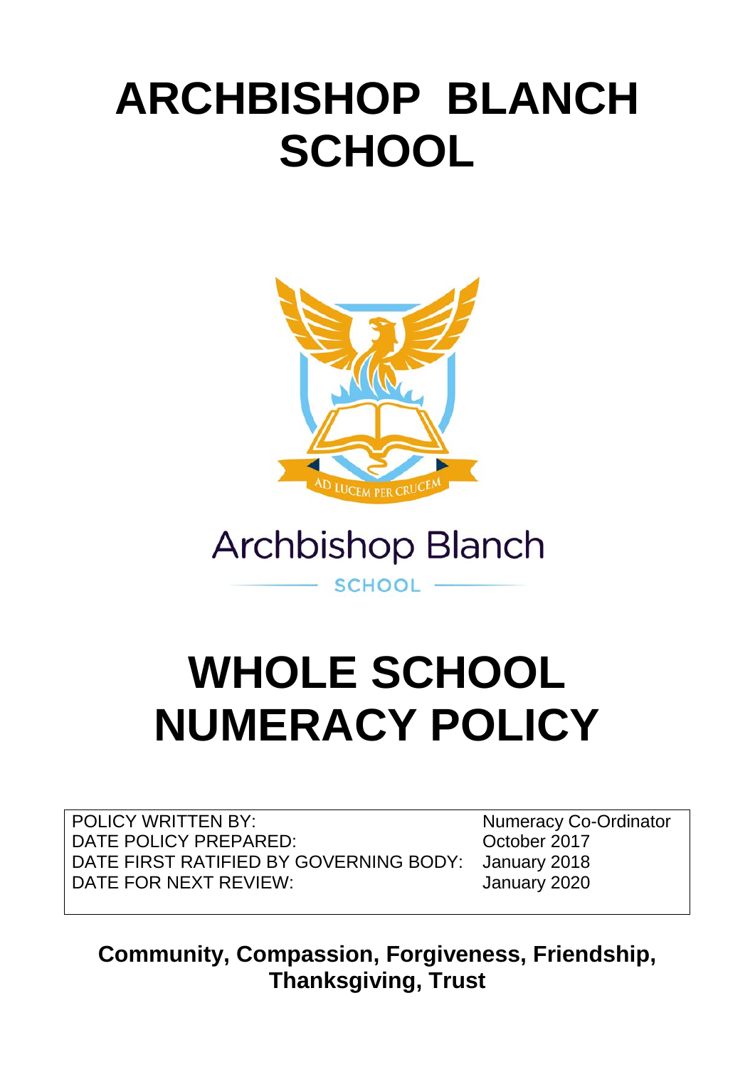# ARCHBISHOP BLANCH SCHOOL

# WHOLE SCHOOL NUMERACY POLICY

| | |
|---|---|
| POLICY WRITTEN BY: | Numeracy Co-Ordinator |
| DATE POLICY PREPARED: | October 2017 |
| DATE FIRST RATIFIED BY GOVERNING BODY: | January 2018 |
| DATE FOR NEXT REVIEW: | January 2020 |

**Community, Compassion, Forgiveness, Friendship, Thanksgiving, Trust**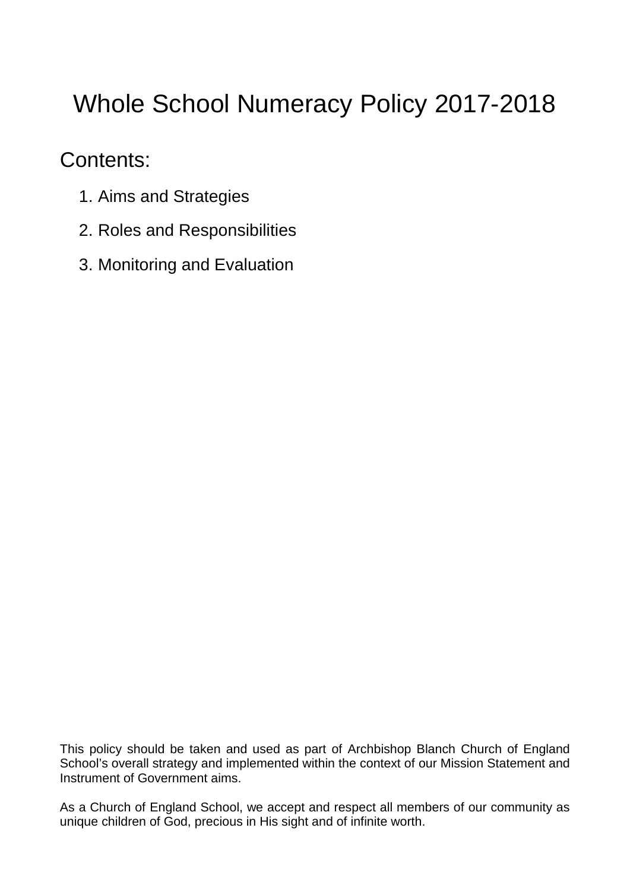# Whole School Numeracy Policy 2017-2018

## Contents:

1. Aims and Strategies
2. Roles and Responsibilities
3. Monitoring and Evaluation

This policy should be taken and used as part of Archbishop Blanch Church of England School's overall strategy and implemented within the context of our Mission Statement and Instrument of Government aims.

As a Church of England School, we accept and respect all members of our community as unique children of God, precious in His sight and of infinite worth.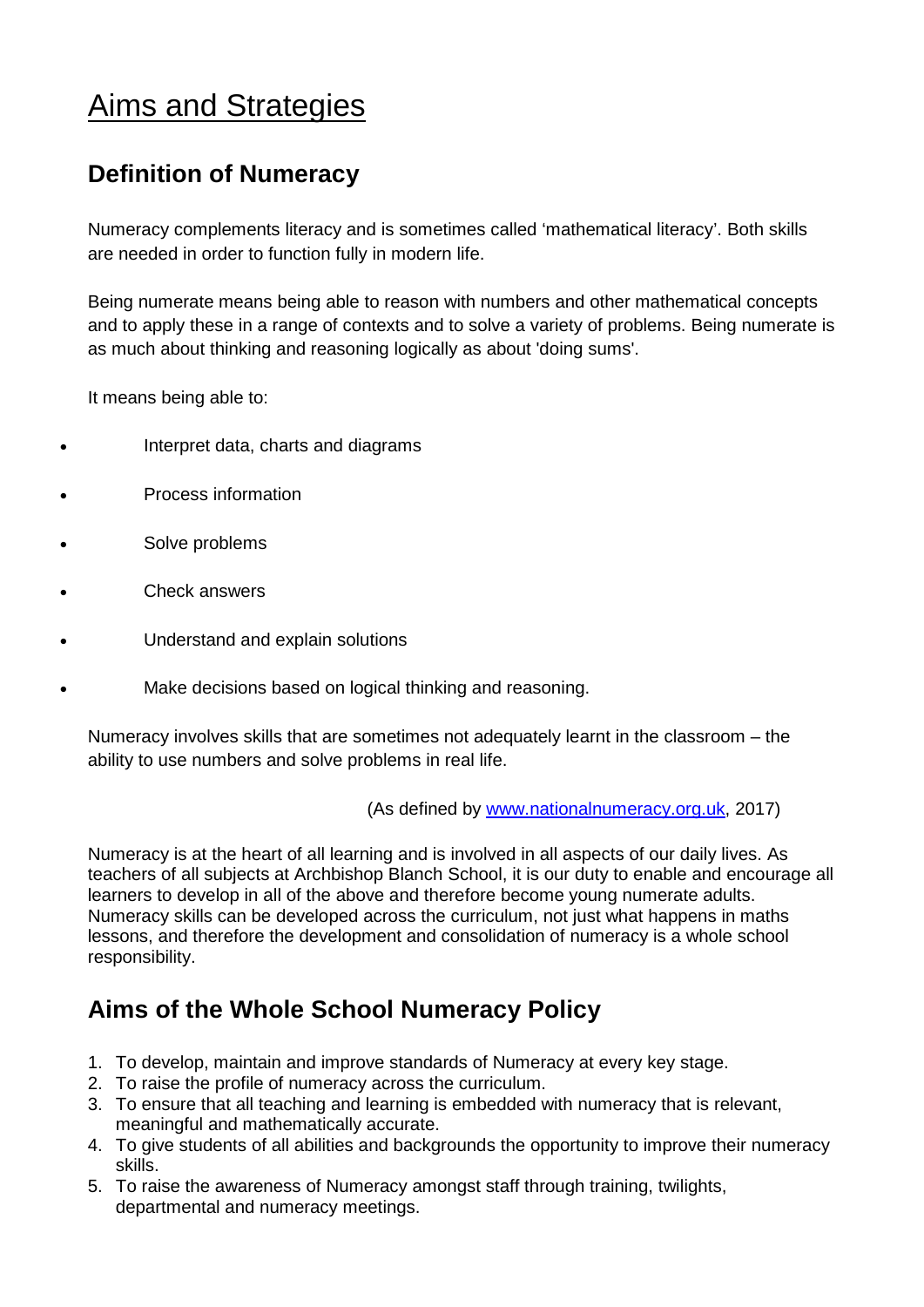# Aims and Strategies

## Definition of Numeracy

Numeracy complements literacy and is sometimes called 'mathematical literacy'. Both skills are needed in order to function fully in modern life.

Being numerate means being able to reason with numbers and other mathematical concepts and to apply these in a range of contexts and to solve a variety of problems. Being numerate is as much about thinking and reasoning logically as about 'doing sums'.

It means being able to:

- Interpret data, charts and diagrams
- Process information
- Solve problems
- Check answers
- Understand and explain solutions
- Make decisions based on logical thinking and reasoning.

Numeracy involves skills that are sometimes not adequately learnt in the classroom – the ability to use numbers and solve problems in real life.

(As defined by [www.nationalnumeracy.org.uk](http://www.nationalnumeracy.org.uk), 2017)

Numeracy is at the heart of all learning and is involved in all aspects of our daily lives. As teachers of all subjects at Archbishop Blanch School, it is our duty to enable and encourage all learners to develop in all of the above and therefore become young numerate adults. Numeracy skills can be developed across the curriculum, not just what happens in maths lessons, and therefore the development and consolidation of numeracy is a whole school responsibility.

## Aims of the Whole School Numeracy Policy

1. To develop, maintain and improve standards of Numeracy at every key stage.
2. To raise the profile of numeracy across the curriculum.
3. To ensure that all teaching and learning is embedded with numeracy that is relevant, meaningful and mathematically accurate.
4. To give students of all abilities and backgrounds the opportunity to improve their numeracy skills.
5. To raise the awareness of Numeracy amongst staff through training, twilights, departmental and numeracy meetings.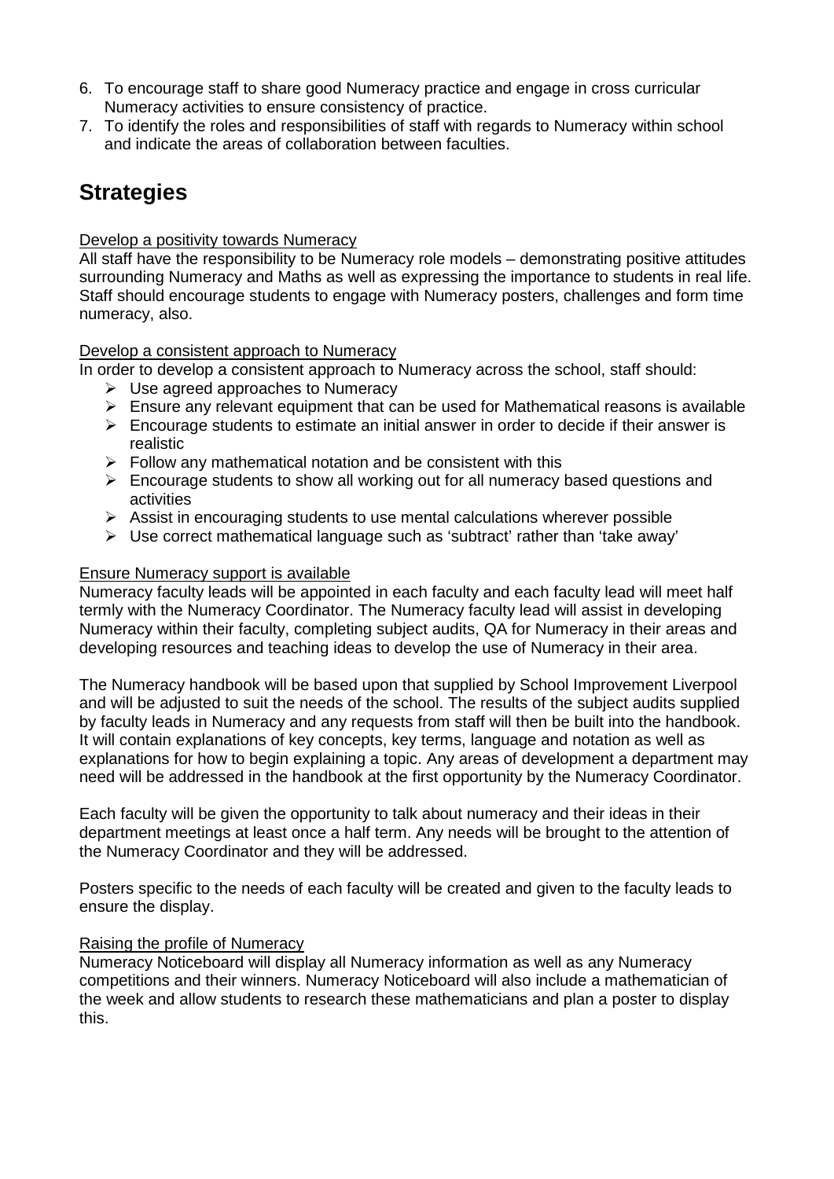6. To encourage staff to share good Numeracy practice and engage in cross curricular Numeracy activities to ensure consistency of practice.
7. To identify the roles and responsibilities of staff with regards to Numeracy within school and indicate the areas of collaboration between faculties.

## Strategies

<u>Develop a positivity towards Numeracy</u>
All staff have the responsibility to be Numeracy role models – demonstrating positive attitudes surrounding Numeracy and Maths as well as expressing the importance to students in real life. Staff should encourage students to engage with Numeracy posters, challenges and form time numeracy, also.

<u>Develop a consistent approach to Numeracy</u>
In order to develop a consistent approach to Numeracy across the school, staff should:

- Use agreed approaches to Numeracy
- Ensure any relevant equipment that can be used for Mathematical reasons is available
- Encourage students to estimate an initial answer in order to decide if their answer is realistic
- Follow any mathematical notation and be consistent with this
- Encourage students to show all working out for all numeracy based questions and activities
- Assist in encouraging students to use mental calculations wherever possible
- Use correct mathematical language such as 'subtract' rather than 'take away'

<u>Ensure Numeracy support is available</u>
Numeracy faculty leads will be appointed in each faculty and each faculty lead will meet half termly with the Numeracy Coordinator. The Numeracy faculty lead will assist in developing Numeracy within their faculty, completing subject audits, QA for Numeracy in their areas and developing resources and teaching ideas to develop the use of Numeracy in their area.

The Numeracy handbook will be based upon that supplied by School Improvement Liverpool and will be adjusted to suit the needs of the school. The results of the subject audits supplied by faculty leads in Numeracy and any requests from staff will then be built into the handbook. It will contain explanations of key concepts, key terms, language and notation as well as explanations for how to begin explaining a topic. Any areas of development a department may need will be addressed in the handbook at the first opportunity by the Numeracy Coordinator.

Each faculty will be given the opportunity to talk about numeracy and their ideas in their department meetings at least once a half term. Any needs will be brought to the attention of the Numeracy Coordinator and they will be addressed.

Posters specific to the needs of each faculty will be created and given to the faculty leads to ensure the display.

<u>Raising the profile of Numeracy</u>
Numeracy Noticeboard will display all Numeracy information as well as any Numeracy competitions and their winners. Numeracy Noticeboard will also include a mathematician of the week and allow students to research these mathematicians and plan a poster to display this.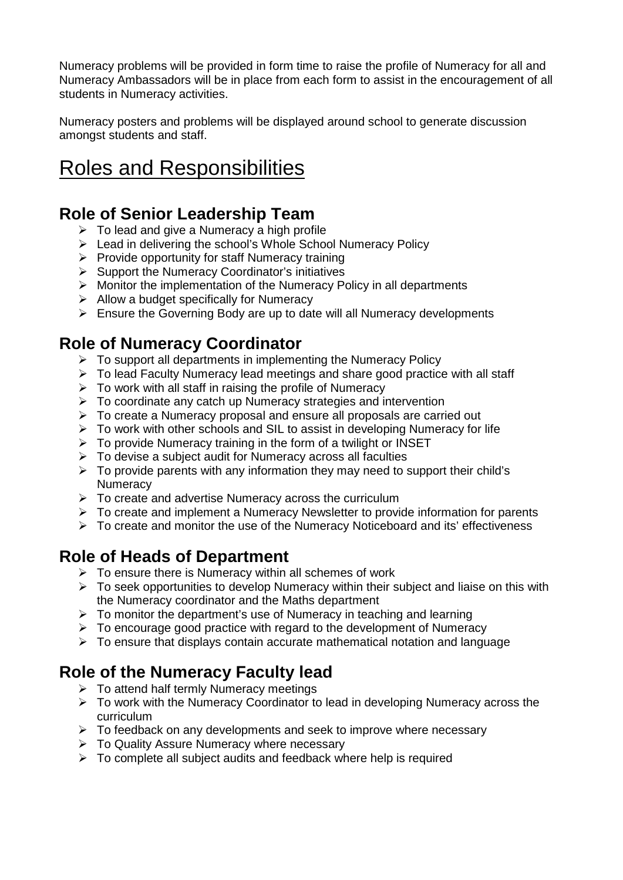Numeracy problems will be provided in form time to raise the profile of Numeracy for all and Numeracy Ambassadors will be in place from each form to assist in the encouragement of all students in Numeracy activities.

Numeracy posters and problems will be displayed around school to generate discussion amongst students and staff.

# Roles and Responsibilities

## Role of Senior Leadership Team

- To lead and give a Numeracy a high profile
- Lead in delivering the school's Whole School Numeracy Policy
- Provide opportunity for staff Numeracy training
- Support the Numeracy Coordinator's initiatives
- Monitor the implementation of the Numeracy Policy in all departments
- Allow a budget specifically for Numeracy
- Ensure the Governing Body are up to date will all Numeracy developments

## Role of Numeracy Coordinator

- To support all departments in implementing the Numeracy Policy
- To lead Faculty Numeracy lead meetings and share good practice with all staff
- To work with all staff in raising the profile of Numeracy
- To coordinate any catch up Numeracy strategies and intervention
- To create a Numeracy proposal and ensure all proposals are carried out
- To work with other schools and SIL to assist in developing Numeracy for life
- To provide Numeracy training in the form of a twilight or INSET
- To devise a subject audit for Numeracy across all faculties
- To provide parents with any information they may need to support their child's Numeracy
- To create and advertise Numeracy across the curriculum
- To create and implement a Numeracy Newsletter to provide information for parents
- To create and monitor the use of the Numeracy Noticeboard and its' effectiveness

## Role of Heads of Department

- To ensure there is Numeracy within all schemes of work
- To seek opportunities to develop Numeracy within their subject and liaise on this with the Numeracy coordinator and the Maths department
- To monitor the department's use of Numeracy in teaching and learning
- To encourage good practice with regard to the development of Numeracy
- To ensure that displays contain accurate mathematical notation and language

## Role of the Numeracy Faculty lead

- To attend half termly Numeracy meetings
- To work with the Numeracy Coordinator to lead in developing Numeracy across the curriculum
- To feedback on any developments and seek to improve where necessary
- To Quality Assure Numeracy where necessary
- To complete all subject audits and feedback where help is required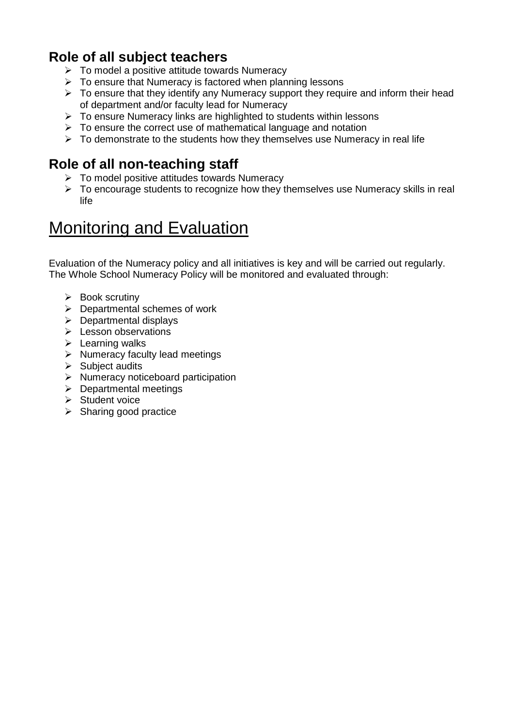## Role of all subject teachers

- To model a positive attitude towards Numeracy
- To ensure that Numeracy is factored when planning lessons
- To ensure that they identify any Numeracy support they require and inform their head of department and/or faculty lead for Numeracy
- To ensure Numeracy links are highlighted to students within lessons
- To ensure the correct use of mathematical language and notation
- To demonstrate to the students how they themselves use Numeracy in real life

## Role of all non-teaching staff

- To model positive attitudes towards Numeracy
- To encourage students to recognize how they themselves use Numeracy skills in real life

# Monitoring and Evaluation

Evaluation of the Numeracy policy and all initiatives is key and will be carried out regularly. The Whole School Numeracy Policy will be monitored and evaluated through:

- Book scrutiny
- Departmental schemes of work
- Departmental displays
- Lesson observations
- Learning walks
- Numeracy faculty lead meetings
- Subject audits
- Numeracy noticeboard participation
- Departmental meetings
- Student voice
- Sharing good practice